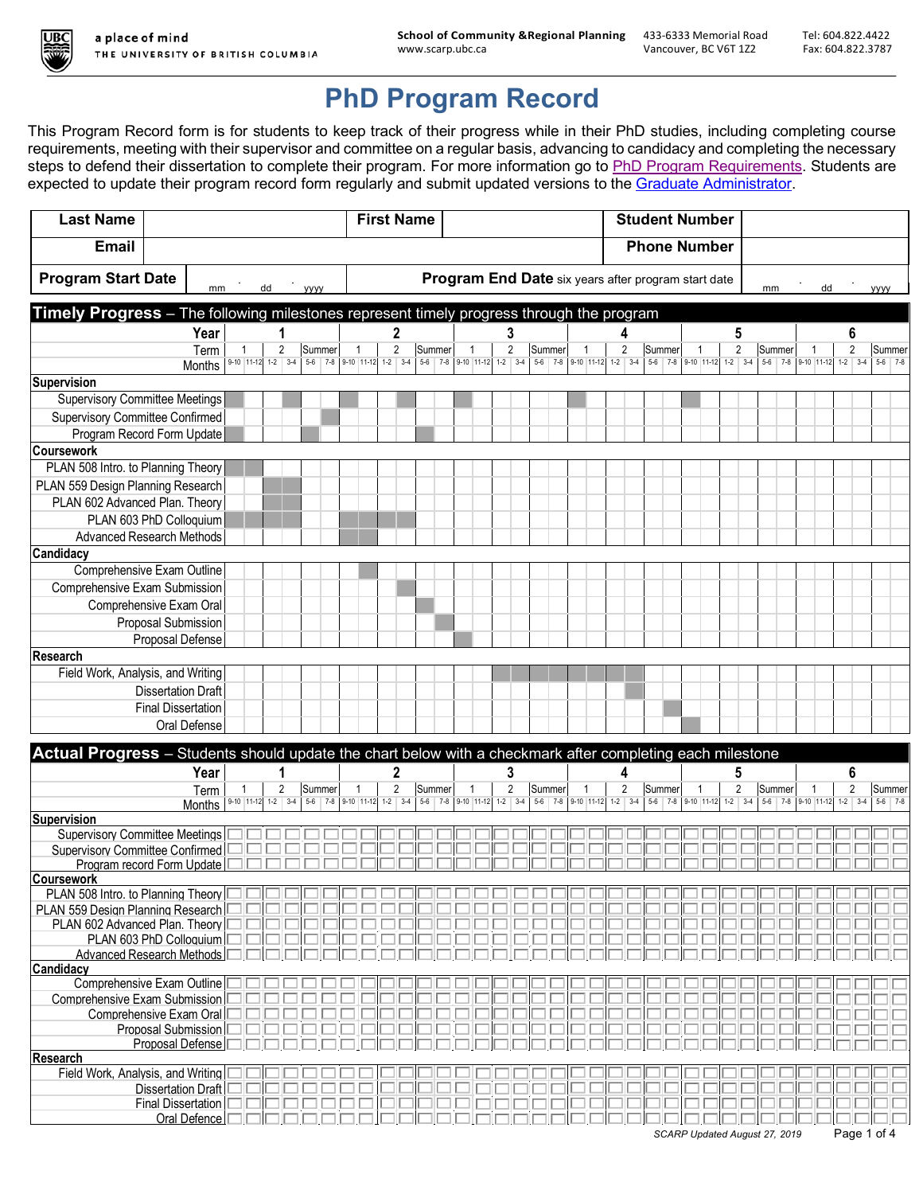# PhD Program Record

This Program Record form is for students to keep track of their progress while in their PhD studies, including completing course requirements, meeting with their supervisor and committee on a regular basis, advancing to candidacy and completing the necessary steps to defend their dissertation to complete their program. For more information go to PhD Program Requirements. Students are expected to update their program record form regularly and submit updated versions to the Graduate Administrator.

| **Last Name** | | **First Name** | | **Student Number** | |
|---|---|---|---|---|---|
| **Email** | | | | **Phone Number** | |
| **Program Start Date** | mm . dd . yyyy | **Program End Date** six years after program start date | | | mm . dd . yyyy |

## Timely Progress – The following milestones represent timely progress through the program

| Year | 1 | | | | | | 2 | | | | | | 3 | | | | | | 4 | | | | | | 5 | | | | | | 6 | | | | | |
|---|---|---|---|---|---|---|---|---|---|---|---|---|---|---|---|---|---|---|---|---|---|---|---|---|---|---|---|---|---|---|---|---|---|---|---|---|
| Term | 1 | | 2 | | Summer | | 1 | | 2 | | Summer | | 1 | | 2 | | Summer | | 1 | | 2 | | Summer | | 1 | | 2 | | Summer | | 1 | | 2 | | Summer | |
| Months | 9-10 | 11-12 | 1-2 | 3-4 | 5-6 | 7-8 | 9-10 | 11-12 | 1-2 | 3-4 | 5-6 | 7-8 | 9-10 | 11-12 | 1-2 | 3-4 | 5-6 | 7-8 | 9-10 | 11-12 | 1-2 | 3-4 | 5-6 | 7-8 | 9-10 | 11-12 | 1-2 | 3-4 | 5-6 | 7-8 | 9-10 | 11-12 | 1-2 | 3-4 | 5-6 | 7-8 |
| **Supervision** | | | | | | | | | | | | | | | | | | | | | | | | | | | | | | | | | | | | |
| Supervisory Committee Meetings | ■ | | | ■ | | | ■ | | | ■ | | | ■ | | | | | | ■ | | | | | | ■ | | | | | | | | | | | |
| Supervisory Committee Confirmed | | | | | | ■ | | | | | | | | | | | | | | | | | | | | | | | | | | | | | | |
| Program Record Form Update | ■ | | | | ■ | | | | | | ■ | | | | | | | | | | | | | | | | | | | | | | | | | |
| **Coursework** | | | | | | | | | | | | | | | | | | | | | | | | | | | | | | | | | | | | |
| PLAN 508 Intro. to Planning Theory | ■ | ■ | | | | | | | | | | | | | | | | | | | | | | | | | | | | | | | | | | |
| PLAN 559 Design Planning Research | | | ■ | ■ | | | | | | | | | | | | | | | | | | | | | | | | | | | | | | | | |
| PLAN 602 Advanced Plan. Theory | | | ■ | ■ | | | | | | | | | | | | | | | | | | | | | | | | | | | | | | | | |
| PLAN 603 PhD Colloquium | ■ | ■ | ■ | ■ | | | ■ | ■ | ■ | ■ | | | | | | | | | | | | | | | | | | | | | | | | | | |
| Advanced Research Methods | | | | | | | ■ | ■ | | | | | | | | | | | | | | | | | | | | | | | | | | | | |
| **Candidacy** | | | | | | | | | | | | | | | | | | | | | | | | | | | | | | | | | | | | |
| Comprehensive Exam Outline | | | | | | | | ■ | | | | | | | | | | | | | | | | | | | | | | | | | | | | |
| Comprehensive Exam Submission | | | | | | | | | | ■ | | | | | | | | | | | | | | | | | | | | | | | | | | |
| Comprehensive Exam Oral | | | | | | | | | | | ■ | | | | | | | | | | | | | | | | | | | | | | | | | |
| Proposal Submission | | | | | | | | | | | | ■ | | | | | | | | | | | | | | | | | | | | | | | | |
| Proposal Defense | | | | | | | | | | | | | ■ | | | | | | | | | | | | | | | | | | | | | | | |
| **Research** | | | | | | | | | | | | | | | | | | | | | | | | | | | | | | | | | | | | |
| Field Work, Analysis, and Writing | | | | | | | | | | | | | | | ■ | ■ | ■ | ■ | ■ | ■ | ■ | | | | | | | | | | | | | | | |
| Dissertation Draft | | | | | | | | | | | | | | | | | | | | | | ■ | | | | | | | | | | | | | | |
| Final Dissertation | | | | | | | | | | | | | | | | | | | | | | | | ■ | | | | | | | | | | | | |
| Oral Defense | | | | | | | | | | | | | | | | | | | | | | | | | ■ | | | | | | | | | | | |

## Actual Progress – Students should update the chart below with a checkmark after completing each milestone

| Year | 1 | | | | | | 2 | | | | | | 3 | | | | | | 4 | | | | | | 5 | | | | | | 6 | | | | | |
|---|---|---|---|---|---|---|---|---|---|---|---|---|---|---|---|---|---|---|---|---|---|---|---|---|---|---|---|---|---|---|---|---|---|---|---|---|
| Term | 1 | | 2 | | Summer | | 1 | | 2 | | Summer | | 1 | | 2 | | Summer | | 1 | | 2 | | Summer | | 1 | | 2 | | Summer | | 1 | | 2 | | Summer | |
| Months | 9-10 | 11-12 | 1-2 | 3-4 | 5-6 | 7-8 | 9-10 | 11-12 | 1-2 | 3-4 | 5-6 | 7-8 | 9-10 | 11-12 | 1-2 | 3-4 | 5-6 | 7-8 | 9-10 | 11-12 | 1-2 | 3-4 | 5-6 | 7-8 | 9-10 | 11-12 | 1-2 | 3-4 | 5-6 | 7-8 | 9-10 | 11-12 | 1-2 | 3-4 | 5-6 | 7-8 |
| **Supervision** | | | | | | | | | | | | | | | | | | | | | | | | | | | | | | | | | | | | |
| Supervisory Committee Meetings | ☐ | ☐ | ☐ | ☐ | ☐ | ☐ | ☐ | ☐ | ☐ | ☐ | ☐ | ☐ | ☐ | ☐ | ☐ | ☐ | ☐ | ☐ | ☐ | ☐ | ☐ | ☐ | ☐ | ☐ | ☐ | ☐ | ☐ | ☐ | ☐ | ☐ | ☐ | ☐ | ☐ | ☐ | ☐ | ☐ |
| Supervisory Committee Confirmed | ☐ | ☐ | ☐ | ☐ | ☐ | ☐ | ☐ | ☐ | ☐ | ☐ | ☐ | ☐ | ☐ | ☐ | ☐ | ☐ | ☐ | ☐ | ☐ | ☐ | ☐ | ☐ | ☐ | ☐ | ☐ | ☐ | ☐ | ☐ | ☐ | ☐ | ☐ | ☐ | ☐ | ☐ | ☐ | ☐ |
| Program record Form Update | ☐ | ☐ | ☐ | ☐ | ☐ | ☐ | ☐ | ☐ | ☐ | ☐ | ☐ | ☐ | ☐ | ☐ | ☐ | ☐ | ☐ | ☐ | ☐ | ☐ | ☐ | ☐ | ☐ | ☐ | ☐ | ☐ | ☐ | ☐ | ☐ | ☐ | ☐ | ☐ | ☐ | ☐ | ☐ | ☐ |
| **Coursework** | | | | | | | | | | | | | | | | | | | | | | | | | | | | | | | | | | | | |
| PLAN 508 Intro. to Planning Theory | ☐ | ☐ | ☐ | ☐ | ☐ | ☐ | ☐ | ☐ | ☐ | ☐ | ☐ | ☐ | ☐ | ☐ | ☐ | ☐ | ☐ | ☐ | ☐ | ☐ | ☐ | ☐ | ☐ | ☐ | ☐ | ☐ | ☐ | ☐ | ☐ | ☐ | ☐ | ☐ | ☐ | ☐ | ☐ | ☐ |
| PLAN 559 Design Planning Research | ☐ | ☐ | ☐ | ☐ | ☐ | ☐ | ☐ | ☐ | ☐ | ☐ | ☐ | ☐ | ☐ | ☐ | ☐ | ☐ | ☐ | ☐ | ☐ | ☐ | ☐ | ☐ | ☐ | ☐ | ☐ | ☐ | ☐ | ☐ | ☐ | ☐ | ☐ | ☐ | ☐ | ☐ | ☐ | ☐ |
| PLAN 602 Advanced Plan. Theory | ☐ | ☐ | ☐ | ☐ | ☐ | ☐ | ☐ | ☐ | ☐ | ☐ | ☐ | ☐ | ☐ | ☐ | ☐ | ☐ | ☐ | ☐ | ☐ | ☐ | ☐ | ☐ | ☐ | ☐ | ☐ | ☐ | ☐ | ☐ | ☐ | ☐ | ☐ | ☐ | ☐ | ☐ | ☐ | ☐ |
| PLAN 603 PhD Colloquium | ☐ | ☐ | ☐ | ☐ | ☐ | ☐ | ☐ | ☐ | ☐ | ☐ | ☐ | ☐ | ☐ | ☐ | ☐ | ☐ | ☐ | ☐ | ☐ | ☐ | ☐ | ☐ | ☐ | ☐ | ☐ | ☐ | ☐ | ☐ | ☐ | ☐ | ☐ | ☐ | ☐ | ☐ | ☐ | ☐ |
| Advanced Research Methods | ☐ | ☐ | ☐ | ☐ | ☐ | ☐ | ☐ | ☐ | ☐ | ☐ | ☐ | ☐ | ☐ | ☐ | ☐ | ☐ | ☐ | ☐ | ☐ | ☐ | ☐ | ☐ | ☐ | ☐ | ☐ | ☐ | ☐ | ☐ | ☐ | ☐ | ☐ | ☐ | ☐ | ☐ | ☐ | ☐ |
| **Candidacy** | | | | | | | | | | | | | | | | | | | | | | | | | | | | | | | | | | | | |
| Comprehensive Exam Outline | ☐ | ☐ | ☐ | ☐ | ☐ | ☐ | ☐ | ☐ | ☐ | ☐ | ☐ | ☐ | ☐ | ☐ | ☐ | ☐ | ☐ | ☐ | ☐ | ☐ | ☐ | ☐ | ☐ | ☐ | ☐ | ☐ | ☐ | ☐ | ☐ | ☐ | ☐ | ☐ | ☐ | ☐ | ☐ | ☐ |
| Comprehensive Exam Submission | ☐ | ☐ | ☐ | ☐ | ☐ | ☐ | ☐ | ☐ | ☐ | ☐ | ☐ | ☐ | ☐ | ☐ | ☐ | ☐ | ☐ | ☐ | ☐ | ☐ | ☐ | ☐ | ☐ | ☐ | ☐ | ☐ | ☐ | ☐ | ☐ | ☐ | ☐ | ☐ | ☐ | ☐ | ☐ | ☐ |
| Comprehensive Exam Oral | ☐ | ☐ | ☐ | ☐ | ☐ | ☐ | ☐ | ☐ | ☐ | ☐ | ☐ | ☐ | ☐ | ☐ | ☐ | ☐ | ☐ | ☐ | ☐ | ☐ | ☐ | ☐ | ☐ | ☐ | ☐ | ☐ | ☐ | ☐ | ☐ | ☐ | ☐ | ☐ | ☐ | ☐ | ☐ | ☐ |
| Proposal Submission | ☐ | ☐ | ☐ | ☐ | ☐ | ☐ | ☐ | ☐ | ☐ | ☐ | ☐ | ☐ | ☐ | ☐ | ☐ | ☐ | ☐ | ☐ | ☐ | ☐ | ☐ | ☐ | ☐ | ☐ | ☐ | ☐ | ☐ | ☐ | ☐ | ☐ | ☐ | ☐ | ☐ | ☐ | ☐ | ☐ |
| Proposal Defense | ☐ | ☐ | ☐ | ☐ | ☐ | ☐ | ☐ | ☐ | ☐ | ☐ | ☐ | ☐ | ☐ | ☐ | ☐ | ☐ | ☐ | ☐ | ☐ | ☐ | ☐ | ☐ | ☐ | ☐ | ☐ | ☐ | ☐ | ☐ | ☐ | ☐ | ☐ | ☐ | ☐ | ☐ | ☐ | ☐ |
| **Research** | | | | | | | | | | | | | | | | | | | | | | | | | | | | | | | | | | | | |
| Field Work, Analysis, and Writing | ☐ | ☐ | ☐ | ☐ | ☐ | ☐ | ☐ | ☐ | ☐ | ☐ | ☐ | ☐ | ☐ | ☐ | ☐ | ☐ | ☐ | ☐ | ☐ | ☐ | ☐ | ☐ | ☐ | ☐ | ☐ | ☐ | ☐ | ☐ | ☐ | ☐ | ☐ | ☐ | ☐ | ☐ | ☐ | ☐ |
| Dissertation Draft | ☐ | ☐ | ☐ | ☐ | ☐ | ☐ | ☐ | ☐ | ☐ | ☐ | ☐ | ☐ | ☐ | ☐ | ☐ | ☐ | ☐ | ☐ | ☐ | ☐ | ☐ | ☐ | ☐ | ☐ | ☐ | ☐ | ☐ | ☐ | ☐ | ☐ | ☐ | ☐ | ☐ | ☐ | ☐ | ☐ |
| Final Dissertation | ☐ | ☐ | ☐ | ☐ | ☐ | ☐ | ☐ | ☐ | ☐ | ☐ | ☐ | ☐ | ☐ | ☐ | ☐ | ☐ | ☐ | ☐ | ☐ | ☐ | ☐ | ☐ | ☐ | ☐ | ☐ | ☐ | ☐ | ☐ | ☐ | ☐ | ☐ | ☐ | ☐ | ☐ | ☐ | ☐ |
| Oral Defence | ☐ | ☐ | ☐ | ☐ | ☐ | ☐ | ☐ | ☐ | ☐ | ☐ | ☐ | ☐ | ☐ | ☐ | ☐ | ☐ | ☐ | ☐ | ☐ | ☐ | ☐ | ☐ | ☐ | ☐ | ☐ | ☐ | ☐ | ☐ | ☐ | ☐ | ☐ | ☐ | ☐ | ☐ | ☐ | ☐ |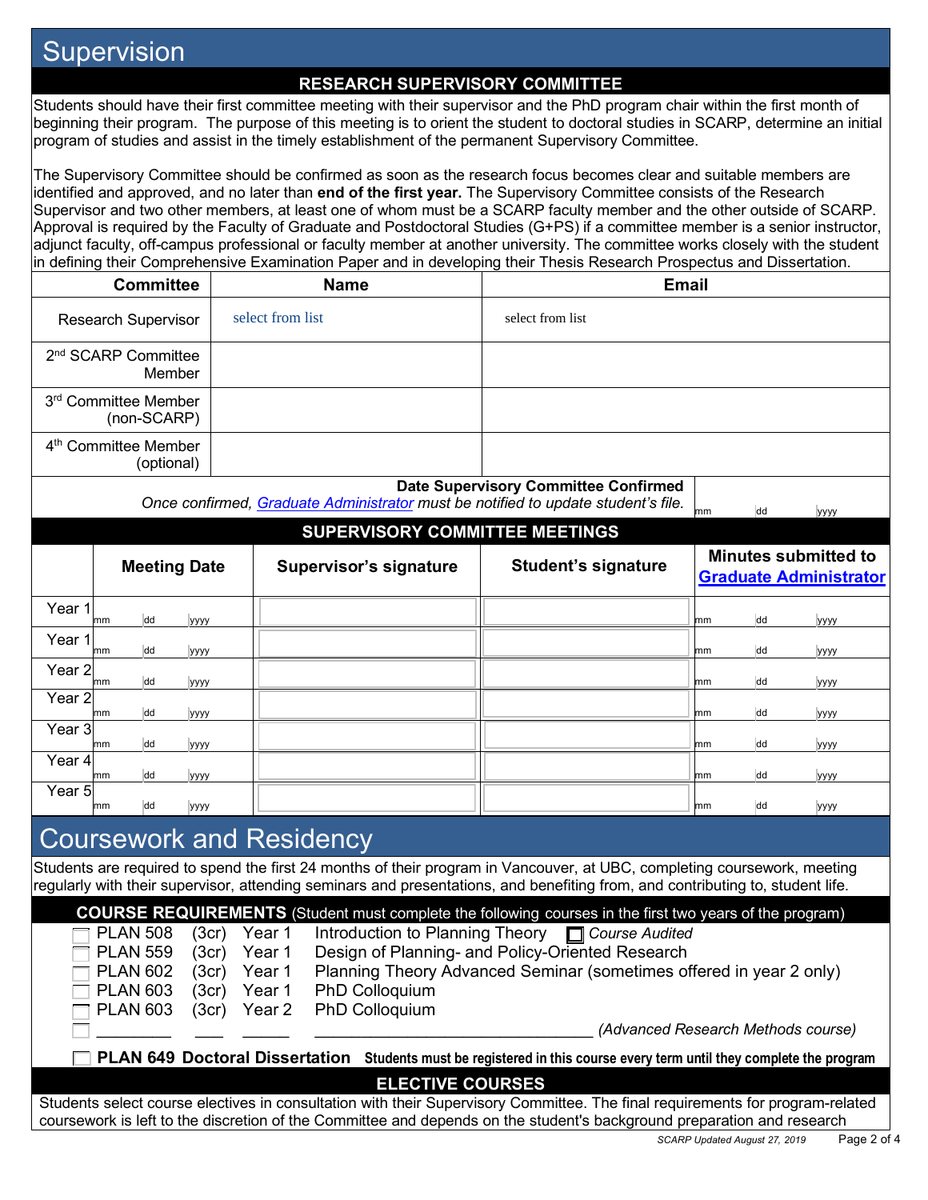# Supervision

## RESEARCH SUPERVISORY COMMITTEE

Students should have their first committee meeting with their supervisor and the PhD program chair within the first month of beginning their program. The purpose of this meeting is to orient the student to doctoral studies in SCARP, determine an initial program of studies and assist in the timely establishment of the permanent Supervisory Committee.

The Supervisory Committee should be confirmed as soon as the research focus becomes clear and suitable members are identified and approved, and no later than **end of the first year.** The Supervisory Committee consists of the Research Supervisor and two other members, at least one of whom must be a SCARP faculty member and the other outside of SCARP. Approval is required by the Faculty of Graduate and Postdoctoral Studies (G+PS) if a committee member is a senior instructor, adjunct faculty, off-campus professional or faculty member at another university. The committee works closely with the student in defining their Comprehensive Examination Paper and in developing their Thesis Research Prospectus and Dissertation.

| Committee | Name | Email |
|---|---|---|
| Research Supervisor | select from list | select from list |
| 2nd SCARP Committee Member | | |
| 3rd Committee Member (non-SCARP) | | |
| 4th Committee Member (optional) | | |

**Date Supervisory Committee Confirmed**
*Once confirmed, Graduate Administrator must be notified to update student's file.* mm dd yyyy

## SUPERVISORY COMMITTEE MEETINGS

| | Meeting Date | Supervisor's signature | Student's signature | Minutes submitted to Graduate Administrator |
|---|---|---|---|---|
| Year 1 | mm dd yyyy | | | mm dd yyyy |
| Year 1 | mm dd yyyy | | | mm dd yyyy |
| Year 2 | mm dd yyyy | | | mm dd yyyy |
| Year 2 | mm dd yyyy | | | mm dd yyyy |
| Year 3 | mm dd yyyy | | | mm dd yyyy |
| Year 4 | mm dd yyyy | | | mm dd yyyy |
| Year 5 | mm dd yyyy | | | mm dd yyyy |

# Coursework and Residency

Students are required to spend the first 24 months of their program in Vancouver, at UBC, completing coursework, meeting regularly with their supervisor, attending seminars and presentations, and benefiting from, and contributing to, student life.

## COURSE REQUIREMENTS (Student must complete the following courses in the first two years of the program)

- ☐ PLAN 508 (3cr) Year 1 Introduction to Planning Theory ☐ *Course Audited*
- ☐ PLAN 559 (3cr) Year 1 Design of Planning- and Policy-Oriented Research
- ☐ PLAN 602 (3cr) Year 1 Planning Theory Advanced Seminar (sometimes offered in year 2 only)
- ☐ PLAN 603 (3cr) Year 1 PhD Colloquium
- ☐ PLAN 603 (3cr) Year 2 PhD Colloquium
- ☐ ________ ___ _____ ______________________________ *(Advanced Research Methods course)*

☐ **PLAN 649 Doctoral Dissertation** **Students must be registered in this course every term until they complete the program**

## ELECTIVE COURSES

Students select course electives in consultation with their Supervisory Committee. The final requirements for program-related coursework is left to the discretion of the Committee and depends on the student's background preparation and research

*SCARP Updated August 27, 2019*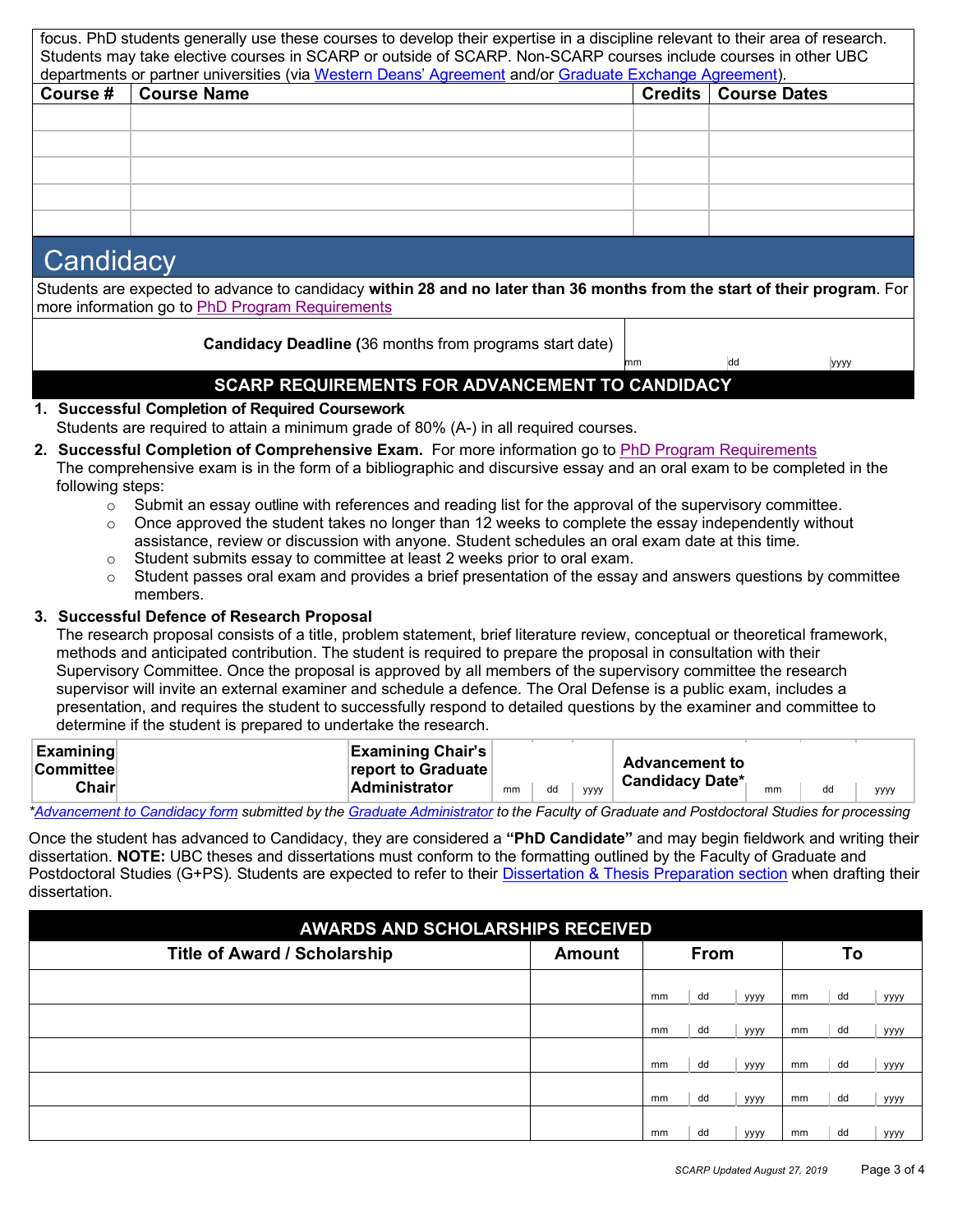focus. PhD students generally use these courses to develop their expertise in a discipline relevant to their area of research. Students may take elective courses in SCARP or outside of SCARP. Non-SCARP courses include courses in other UBC departments or partner universities (via Western Deans' Agreement and/or Graduate Exchange Agreement).

| Course # | Course Name | Credits | Course Dates |
|---|---|---|---|
| | | | |
| | | | |
| | | | |
| | | | |
| | | | |

# Candidacy

Students are expected to advance to candidacy **within 28 and no later than 36 months from the start of their program**. For more information go to PhD Program Requirements

| **Candidacy Deadline (**36 months from programs start date) | mm / dd / yyyy |
|---|---|

## SCARP REQUIREMENTS FOR ADVANCEMENT TO CANDIDACY

1. **Successful Completion of Required Coursework**
   Students are required to attain a minimum grade of 80% (A-) in all required courses.
2. **Successful Completion of Comprehensive Exam.** For more information go to PhD Program Requirements
   The comprehensive exam is in the form of a bibliographic and discursive essay and an oral exam to be completed in the following steps:
   - Submit an essay outline with references and reading list for the approval of the supervisory committee.
   - Once approved the student takes no longer than 12 weeks to complete the essay independently without assistance, review or discussion with anyone. Student schedules an oral exam date at this time.
   - Student submits essay to committee at least 2 weeks prior to oral exam.
   - Student passes oral exam and provides a brief presentation of the essay and answers questions by committee members.
3. **Successful Defence of Research Proposal**
   The research proposal consists of a title, problem statement, brief literature review, conceptual or theoretical framework, methods and anticipated contribution. The student is required to prepare the proposal in consultation with their Supervisory Committee. Once the proposal is approved by all members of the supervisory committee the research supervisor will invite an external examiner and schedule a defence. The Oral Defense is a public exam, includes a presentation, and requires the student to successfully respond to detailed questions by the examiner and committee to determine if the student is prepared to undertake the research.

| **Examining Committee Chair** | | **Examining Chair's report to Graduate Administrator** | mm / dd / yyyy | **Advancement to Candidacy Date*** | mm / dd / yyyy |
|---|---|---|---|---|---|

**Advancement to Candidacy form submitted by the Graduate Administrator to the Faculty of Graduate and Postdoctoral Studies for processing*

Once the student has advanced to Candidacy, they are considered a **"PhD Candidate"** and may begin fieldwork and writing their dissertation. **NOTE:** UBC theses and dissertations must conform to the formatting outlined by the Faculty of Graduate and Postdoctoral Studies (G+PS). Students are expected to refer to their Dissertation & Thesis Preparation section when drafting their dissertation.

## AWARDS AND SCHOLARSHIPS RECEIVED

| Title of Award / Scholarship | Amount | From | To |
|---|---|---|---|
| | | mm / dd / yyyy | mm / dd / yyyy |
| | | mm / dd / yyyy | mm / dd / yyyy |
| | | mm / dd / yyyy | mm / dd / yyyy |
| | | mm / dd / yyyy | mm / dd / yyyy |
| | | mm / dd / yyyy | mm / dd / yyyy |

*SCARP Updated August 27, 2019*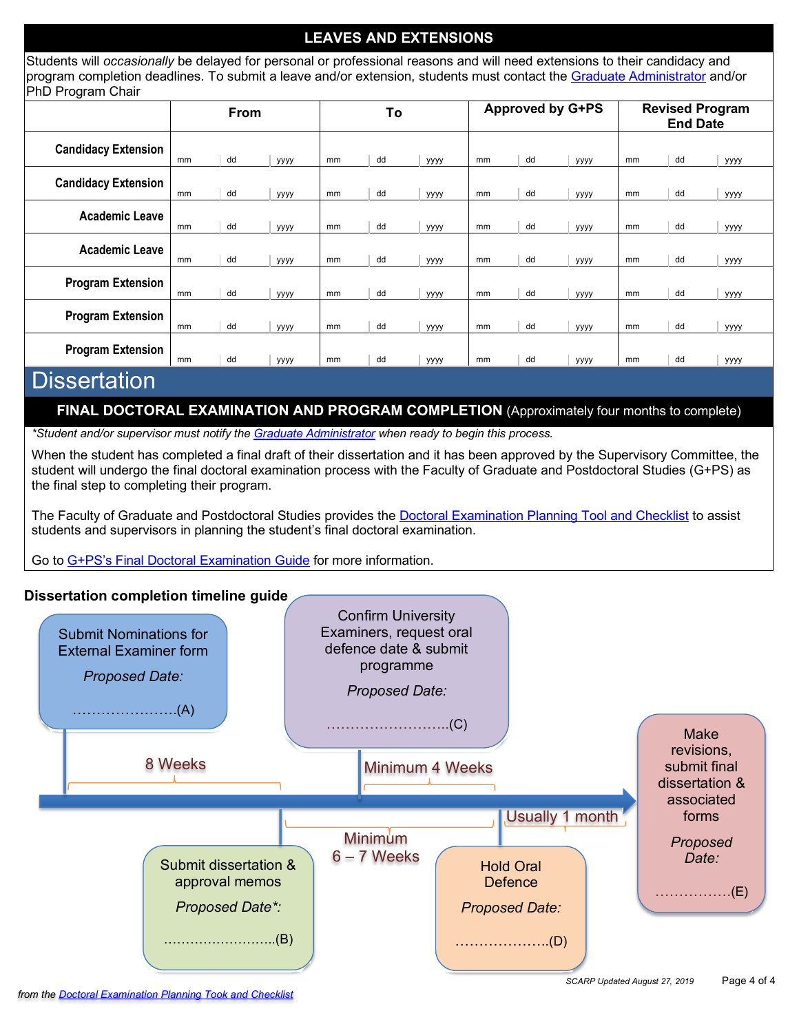## LEAVES AND EXTENSIONS

Students will *occasionally* be delayed for personal or professional reasons and will need extensions to their candidacy and program completion deadlines. To submit a leave and/or extension, students must contact the Graduate Administrator and/or PhD Program Chair

| | From | To | Approved by G+PS | Revised Program End Date |
|---|---|---|---|---|
| **Candidacy Extension** | mm / dd / yyyy | mm / dd / yyyy | mm / dd / yyyy | mm / dd / yyyy |
| **Candidacy Extension** | mm / dd / yyyy | mm / dd / yyyy | mm / dd / yyyy | mm / dd / yyyy |
| **Academic Leave** | mm / dd / yyyy | mm / dd / yyyy | mm / dd / yyyy | mm / dd / yyyy |
| **Academic Leave** | mm / dd / yyyy | mm / dd / yyyy | mm / dd / yyyy | mm / dd / yyyy |
| **Program Extension** | mm / dd / yyyy | mm / dd / yyyy | mm / dd / yyyy | mm / dd / yyyy |
| **Program Extension** | mm / dd / yyyy | mm / dd / yyyy | mm / dd / yyyy | mm / dd / yyyy |
| **Program Extension** | mm / dd / yyyy | mm / dd / yyyy | mm / dd / yyyy | mm / dd / yyyy |

# Dissertation

## FINAL DOCTORAL EXAMINATION AND PROGRAM COMPLETION (Approximately four months to complete)

**Student and/or supervisor must notify the Graduate Administrator when ready to begin this process.*

When the student has completed a final draft of their dissertation and it has been approved by the Supervisory Committee, the student will undergo the final doctoral examination process with the Faculty of Graduate and Postdoctoral Studies (G+PS) as the final step to completing their program.

The Faculty of Graduate and Postdoctoral Studies provides the Doctoral Examination Planning Tool and Checklist to assist students and supervisors in planning the student's final doctoral examination.

Go to G+PS's Final Doctoral Examination Guide for more information.

### Dissertation completion timeline guide

Submit Nominations for External Examiner form

*Proposed Date:*

…………………….(A)

8 Weeks

Submit dissertation & approval memos

*Proposed Date\*:*

……………………..(B)

Minimum 6 – 7 Weeks

Confirm University Examiners, request oral defence date & submit programme

*Proposed Date:*

……………………..(C)

Minimum 4 Weeks

Hold Oral Defence

*Proposed Date:*

………………..(D)

Usually 1 month

Make revisions, submit final dissertation & associated forms

*Proposed Date:*

…………….(E)

*from the Doctoral Examination Planning Took and Checklist*

*SCARP Updated August 27, 2019*